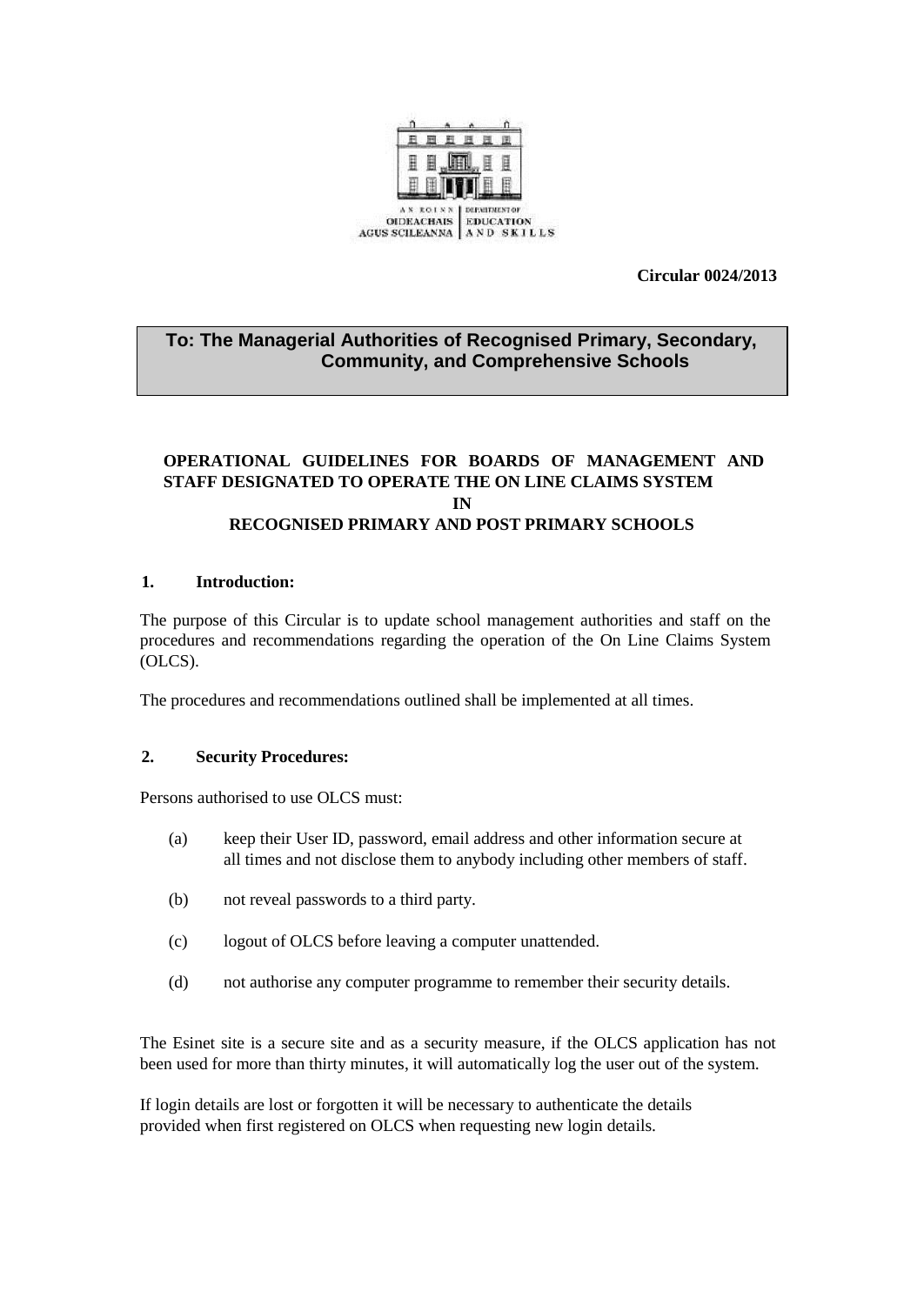AN ROINN OIDEACHAIS AGUS SCILEANNA | DEPARTMENT OF EDUCATION AND SKILLS

**Circular 0024/2013**

**To: The Managerial Authorities of Recognised Primary, Secondary, Community, and Comprehensive Schools**

# OPERATIONAL GUIDELINES FOR BOARDS OF MANAGEMENT AND STAFF DESIGNATED TO OPERATE THE ON LINE CLAIMS SYSTEM IN RECOGNISED PRIMARY AND POST PRIMARY SCHOOLS

## 1. Introduction:

The purpose of this Circular is to update school management authorities and staff on the procedures and recommendations regarding the operation of the On Line Claims System (OLCS).

The procedures and recommendations outlined shall be implemented at all times.

## 2. Security Procedures:

Persons authorised to use OLCS must:

(a) keep their User ID, password, email address and other information secure at all times and not disclose them to anybody including other members of staff.

(b) not reveal passwords to a third party.

(c) logout of OLCS before leaving a computer unattended.

(d) not authorise any computer programme to remember their security details.

The Esinet site is a secure site and as a security measure, if the OLCS application has not been used for more than thirty minutes, it will automatically log the user out of the system.

If login details are lost or forgotten it will be necessary to authenticate the details provided when first registered on OLCS when requesting new login details.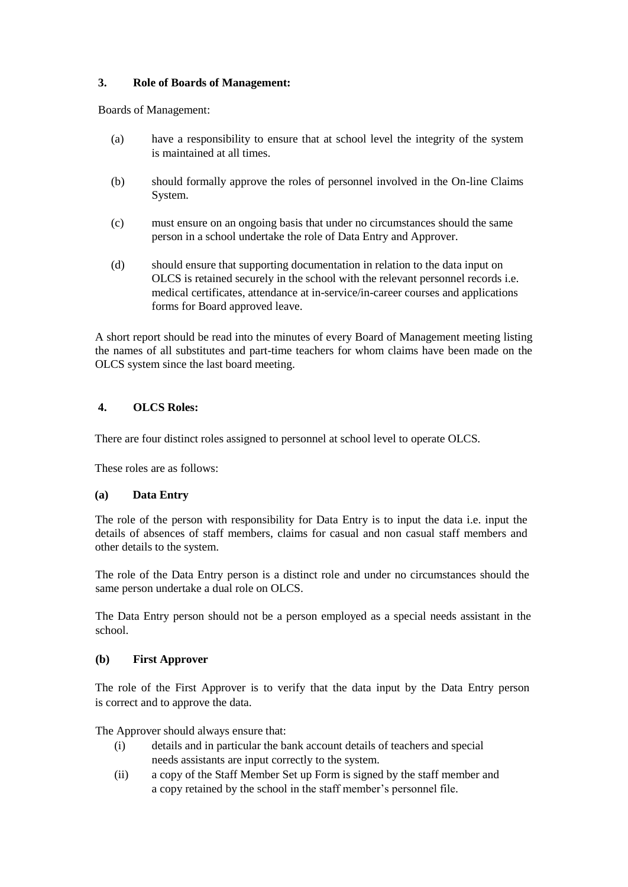## 3. Role of Boards of Management:

Boards of Management:

(a) have a responsibility to ensure that at school level the integrity of the system is maintained at all times.

(b) should formally approve the roles of personnel involved in the On-line Claims System.

(c) must ensure on an ongoing basis that under no circumstances should the same person in a school undertake the role of Data Entry and Approver.

(d) should ensure that supporting documentation in relation to the data input on OLCS is retained securely in the school with the relevant personnel records i.e. medical certificates, attendance at in-service/in-career courses and applications forms for Board approved leave.

A short report should be read into the minutes of every Board of Management meeting listing the names of all substitutes and part-time teachers for whom claims have been made on the OLCS system since the last board meeting.

## 4. OLCS Roles:

There are four distinct roles assigned to personnel at school level to operate OLCS.

These roles are as follows:

### (a) Data Entry

The role of the person with responsibility for Data Entry is to input the data i.e. input the details of absences of staff members, claims for casual and non casual staff members and other details to the system.

The role of the Data Entry person is a distinct role and under no circumstances should the same person undertake a dual role on OLCS.

The Data Entry person should not be a person employed as a special needs assistant in the school.

### (b) First Approver

The role of the First Approver is to verify that the data input by the Data Entry person is correct and to approve the data.

The Approver should always ensure that:

(i) details and in particular the bank account details of teachers and special needs assistants are input correctly to the system.

(ii) a copy of the Staff Member Set up Form is signed by the staff member and a copy retained by the school in the staff member's personnel file.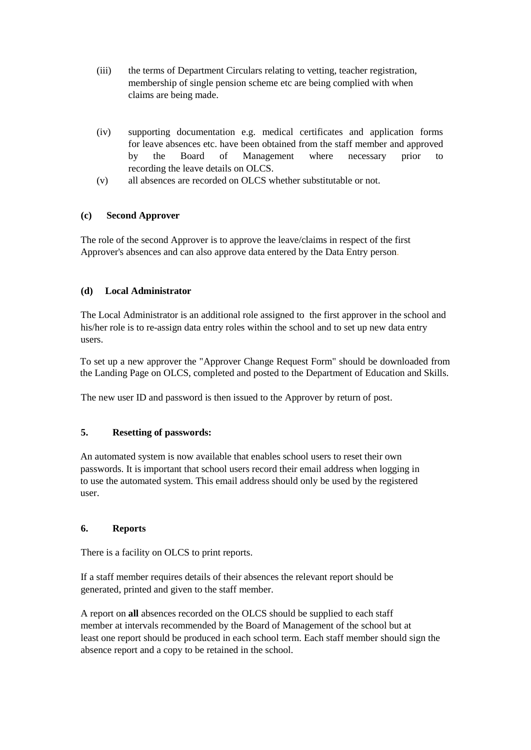(iii) the terms of Department Circulars relating to vetting, teacher registration, membership of single pension scheme etc are being complied with when claims are being made.

(iv) supporting documentation e.g. medical certificates and application forms for leave absences etc. have been obtained from the staff member and approved by the Board of Management where necessary prior to recording the leave details on OLCS.

(v) all absences are recorded on OLCS whether substitutable or not.

**(c) Second Approver**

The role of the second Approver is to approve the leave/claims in respect of the first Approver's absences and can also approve data entered by the Data Entry person.

**(d) Local Administrator**

The Local Administrator is an additional role assigned to the first approver in the school and his/her role is to re-assign data entry roles within the school and to set up new data entry users.

To set up a new approver the "Approver Change Request Form" should be downloaded from the Landing Page on OLCS, completed and posted to the Department of Education and Skills.

The new user ID and password is then issued to the Approver by return of post.

**5. Resetting of passwords:**

An automated system is now available that enables school users to reset their own passwords. It is important that school users record their email address when logging in to use the automated system. This email address should only be used by the registered user.

**6. Reports**

There is a facility on OLCS to print reports.

If a staff member requires details of their absences the relevant report should be generated, printed and given to the staff member.

A report on **all** absences recorded on the OLCS should be supplied to each staff member at intervals recommended by the Board of Management of the school but at least one report should be produced in each school term. Each staff member should sign the absence report and a copy to be retained in the school.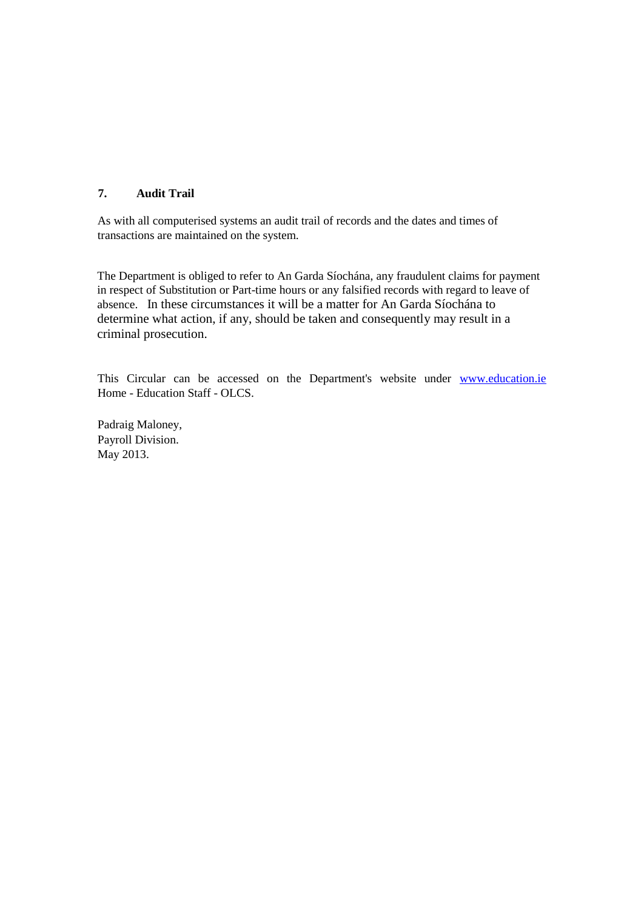## 7. Audit Trail

As with all computerised systems an audit trail of records and the dates and times of transactions are maintained on the system.

The Department is obliged to refer to An Garda Síochána, any fraudulent claims for payment in respect of Substitution or Part-time hours or any falsified records with regard to leave of absence. In these circumstances it will be a matter for An Garda Síochána to determine what action, if any, should be taken and consequently may result in a criminal prosecution.

This Circular can be accessed on the Department's website under www.education.ie Home - Education Staff - OLCS.

Padraig Maloney,  
Payroll Division.  
May 2013.